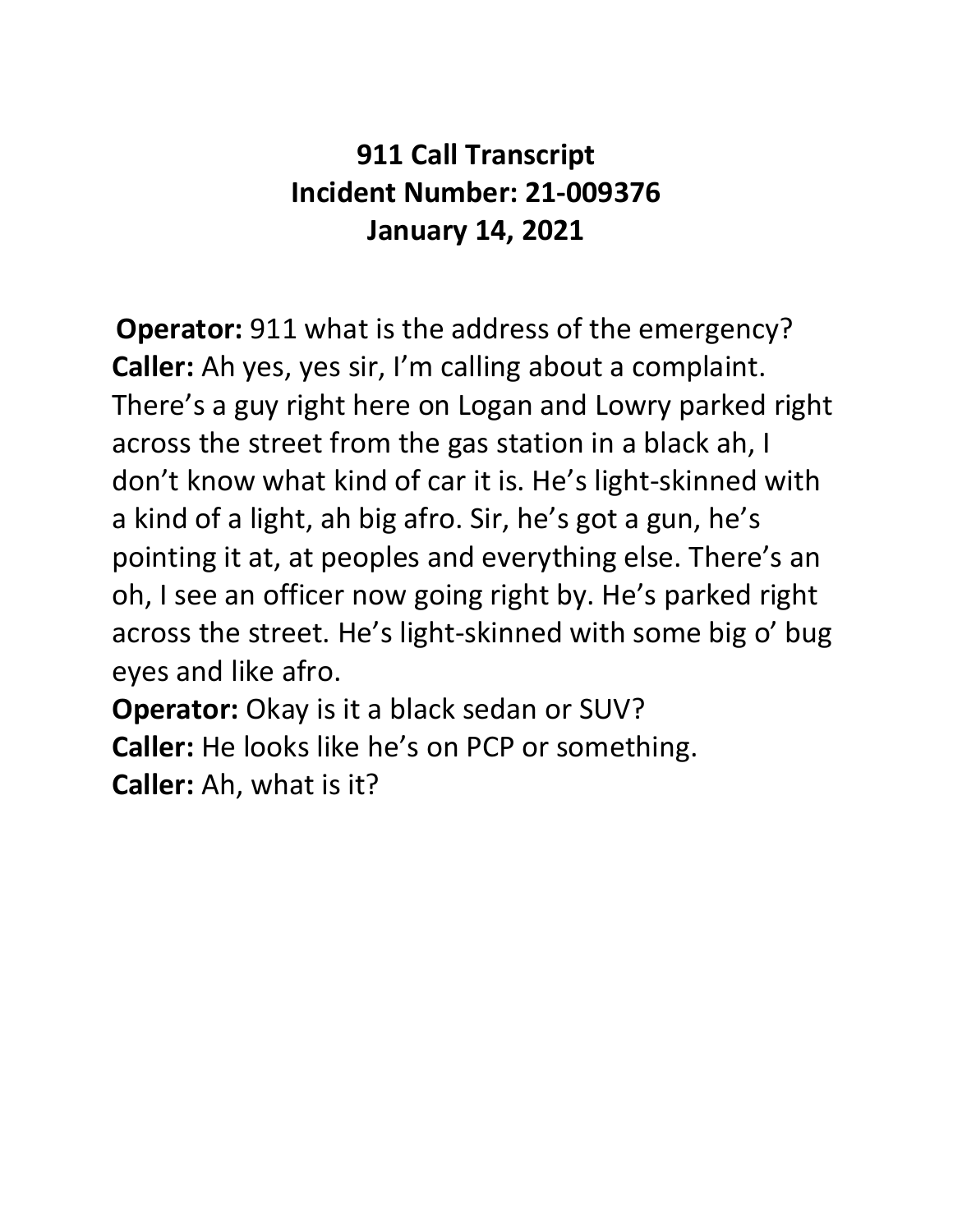# 911 Call Transcript
# Incident Number: 21-009376
# January 14, 2021

**Operator:** 911 what is the address of the emergency?
**Caller:** Ah yes, yes sir, I'm calling about a complaint. There's a guy right here on Logan and Lowry parked right across the street from the gas station in a black ah, I don't know what kind of car it is. He's light-skinned with a kind of a light, ah big afro. Sir, he's got a gun, he's pointing it at, at peoples and everything else. There's an oh, I see an officer now going right by. He's parked right across the street. He's light-skinned with some big o' bug eyes and like afro.
**Operator:** Okay is it a black sedan or SUV?
**Caller:** He looks like he's on PCP or something.
**Caller:** Ah, what is it?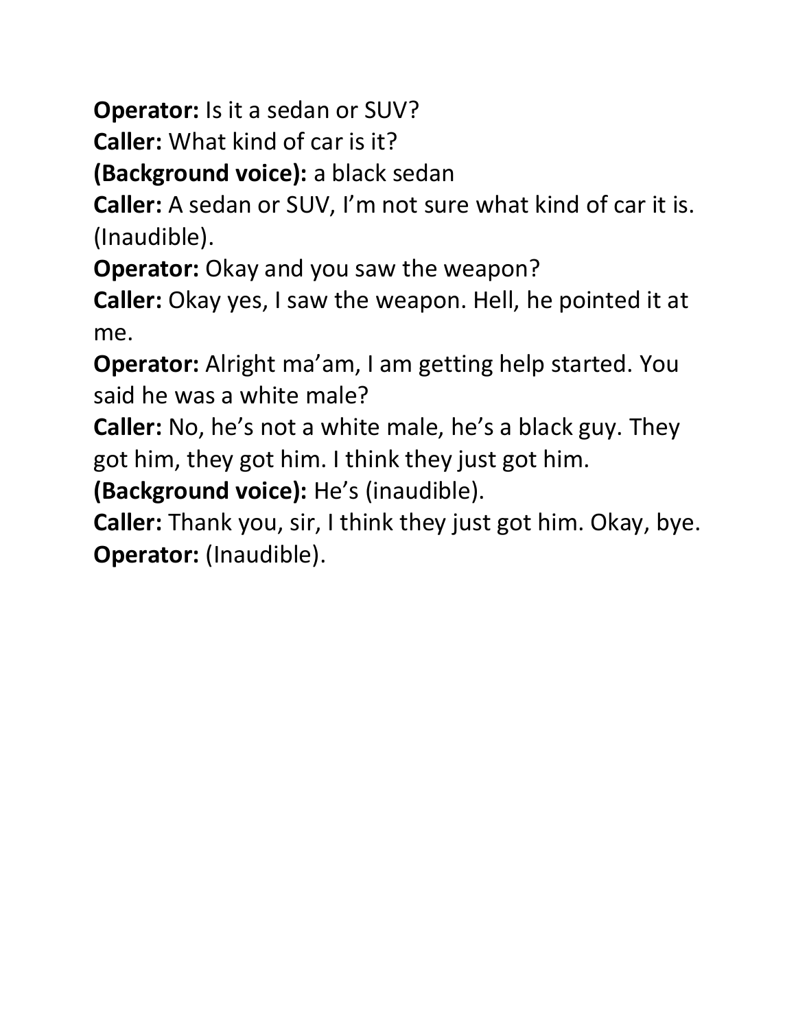**Operator:** Is it a sedan or SUV?
**Caller:** What kind of car is it?
**(Background voice):** a black sedan
**Caller:** A sedan or SUV, I'm not sure what kind of car it is. (Inaudible).
**Operator:** Okay and you saw the weapon?
**Caller:** Okay yes, I saw the weapon. Hell, he pointed it at me.
**Operator:** Alright ma'am, I am getting help started. You said he was a white male?
**Caller:** No, he's not a white male, he's a black guy. They got him, they got him. I think they just got him.
**(Background voice):** He's (inaudible).
**Caller:** Thank you, sir, I think they just got him. Okay, bye.
**Operator:** (Inaudible).